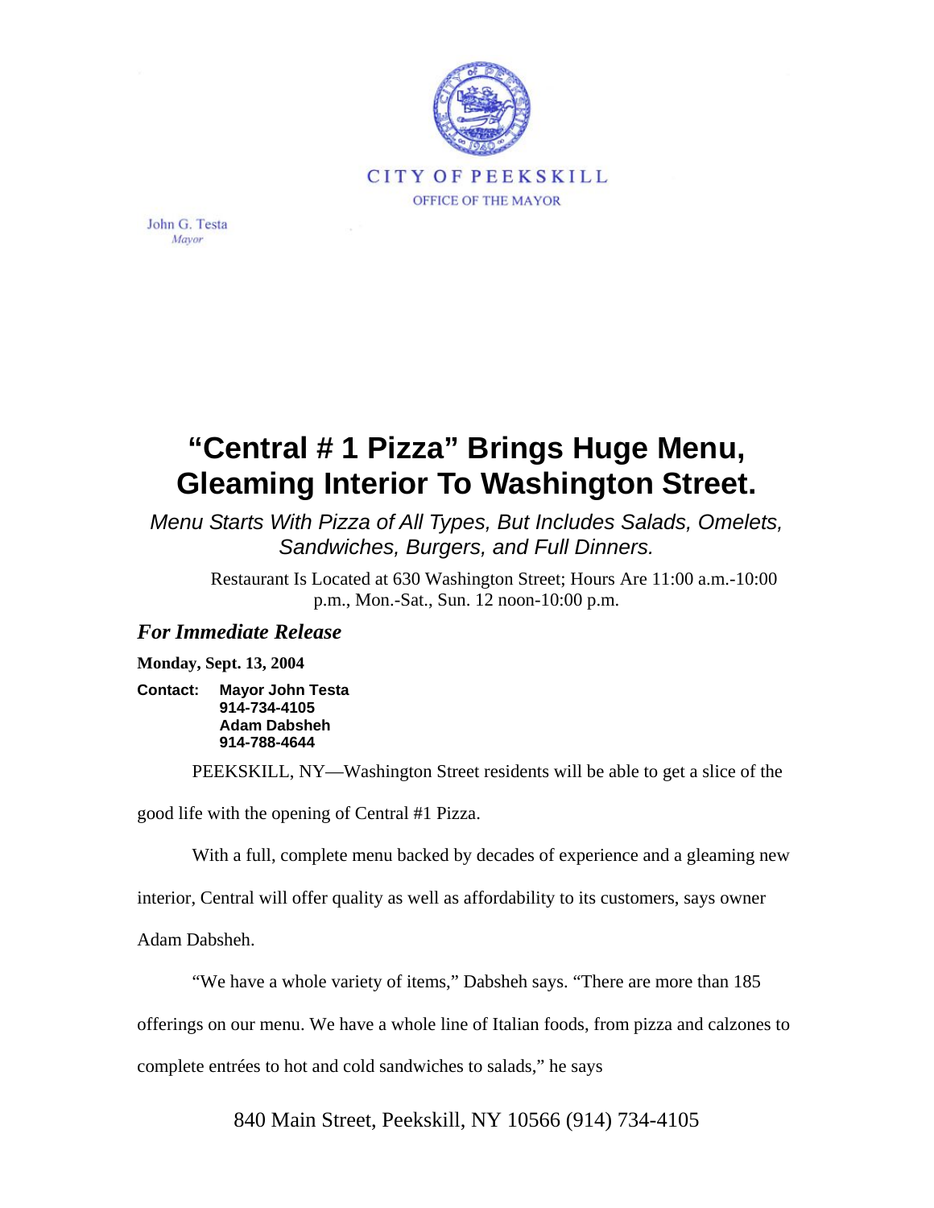CITY OF PEEKSKILL

OFFICE OF THE MAYOR

John G. Testa
*Mayor*

# "Central # 1 Pizza" Brings Huge Menu, Gleaming Interior To Washington Street.

*Menu Starts With Pizza of All Types, But Includes Salads, Omelets, Sandwiches, Burgers, and Full Dinners.*

Restaurant Is Located at 630 Washington Street; Hours Are 11:00 a.m.-10:00 p.m., Mon.-Sat., Sun. 12 noon-10:00 p.m.

***For Immediate Release***

**Monday, Sept. 13, 2004**

**Contact: Mayor John Testa**
**914-734-4105**
**Adam Dabsheh**
**914-788-4644**

PEEKSKILL, NY—Washington Street residents will be able to get a slice of the good life with the opening of Central #1 Pizza.

With a full, complete menu backed by decades of experience and a gleaming new interior, Central will offer quality as well as affordability to its customers, says owner Adam Dabsheh.

"We have a whole variety of items," Dabsheh says. "There are more than 185 offerings on our menu. We have a whole line of Italian foods, from pizza and calzones to complete entrées to hot and cold sandwiches to salads," he says

840 Main Street, Peekskill, NY 10566 (914) 734-4105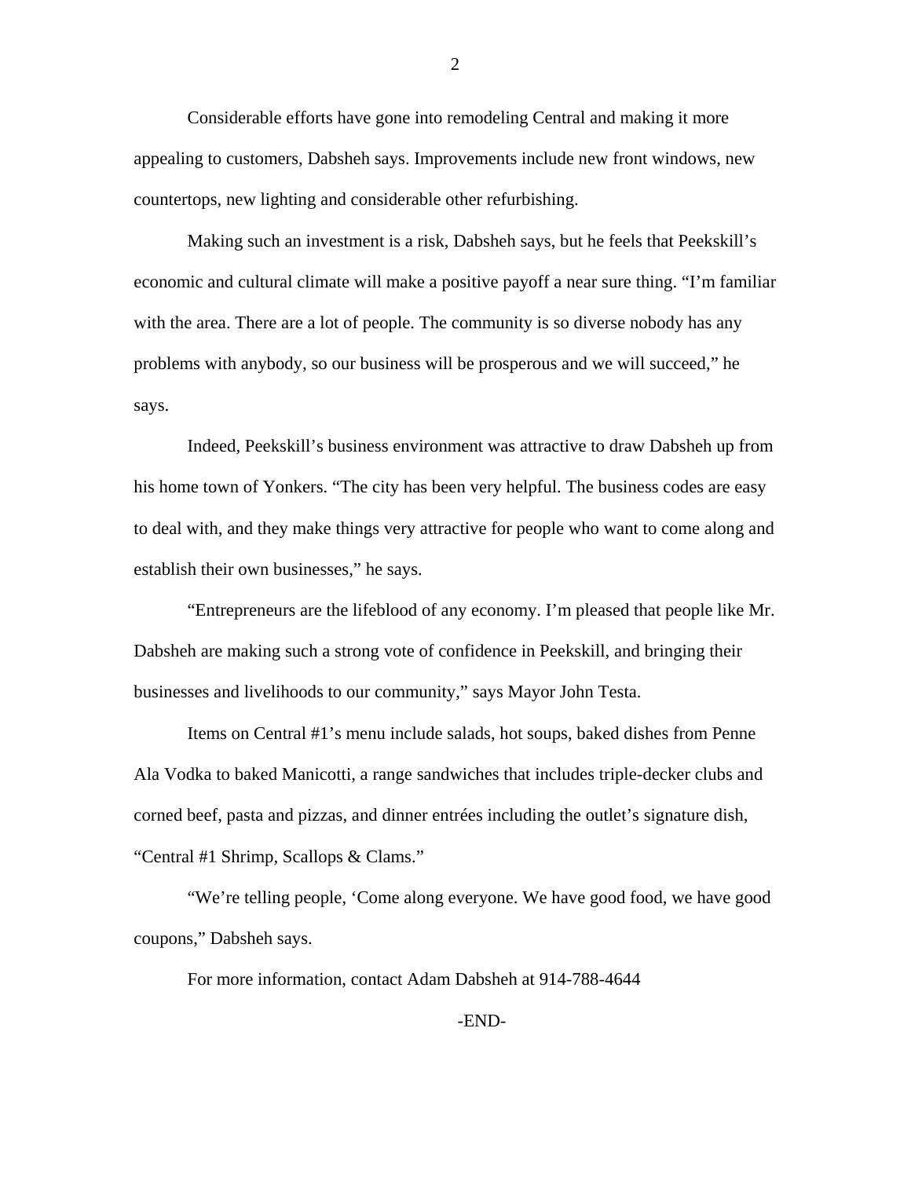Considerable efforts have gone into remodeling Central and making it more appealing to customers, Dabsheh says. Improvements include new front windows, new countertops, new lighting and considerable other refurbishing.

Making such an investment is a risk, Dabsheh says, but he feels that Peekskill's economic and cultural climate will make a positive payoff a near sure thing. "I'm familiar with the area. There are a lot of people. The community is so diverse nobody has any problems with anybody, so our business will be prosperous and we will succeed," he says.

Indeed, Peekskill's business environment was attractive to draw Dabsheh up from his home town of Yonkers. "The city has been very helpful. The business codes are easy to deal with, and they make things very attractive for people who want to come along and establish their own businesses," he says.

"Entrepreneurs are the lifeblood of any economy. I'm pleased that people like Mr. Dabsheh are making such a strong vote of confidence in Peekskill, and bringing their businesses and livelihoods to our community," says Mayor John Testa.

Items on Central #1's menu include salads, hot soups, baked dishes from Penne Ala Vodka to baked Manicotti, a range sandwiches that includes triple-decker clubs and corned beef, pasta and pizzas, and dinner entrées including the outlet's signature dish, "Central #1 Shrimp, Scallops & Clams."

"We're telling people, 'Come along everyone. We have good food, we have good coupons," Dabsheh says.

For more information, contact Adam Dabsheh at 914-788-4644

-END-